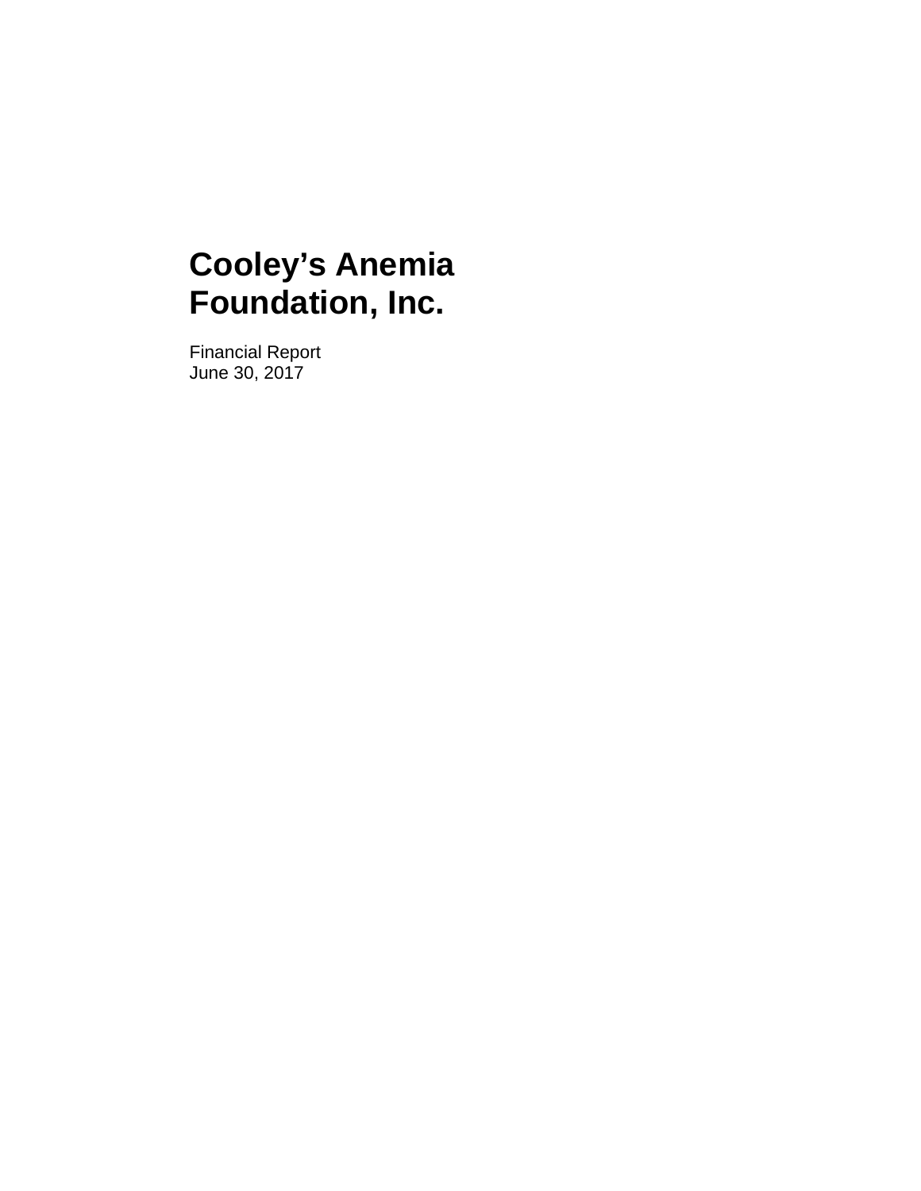# Cooley's Anemia Foundation, Inc.

Financial Report
June 30, 2017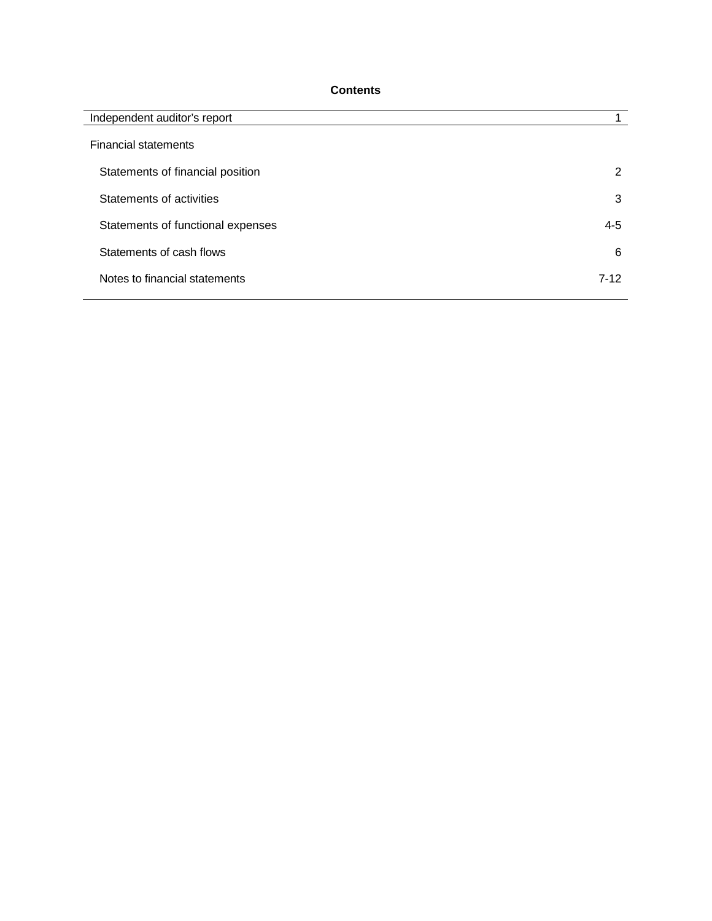# Contents

| | |
|---|---|
| Independent auditor's report | 1 |
| Financial statements | |
| Statements of financial position | 2 |
| Statements of activities | 3 |
| Statements of functional expenses | 4-5 |
| Statements of cash flows | 6 |
| Notes to financial statements | 7-12 |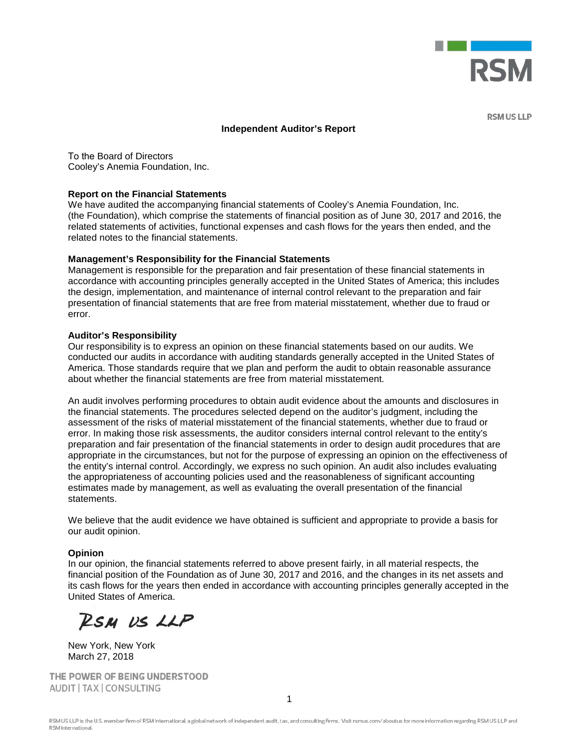RSM US LLP

# Independent Auditor's Report

To the Board of Directors
Cooley's Anemia Foundation, Inc.

**Report on the Financial Statements**
We have audited the accompanying financial statements of Cooley's Anemia Foundation, Inc. (the Foundation), which comprise the statements of financial position as of June 30, 2017 and 2016, the related statements of activities, functional expenses and cash flows for the years then ended, and the related notes to the financial statements.

**Management's Responsibility for the Financial Statements**
Management is responsible for the preparation and fair presentation of these financial statements in accordance with accounting principles generally accepted in the United States of America; this includes the design, implementation, and maintenance of internal control relevant to the preparation and fair presentation of financial statements that are free from material misstatement, whether due to fraud or error.

**Auditor's Responsibility**
Our responsibility is to express an opinion on these financial statements based on our audits. We conducted our audits in accordance with auditing standards generally accepted in the United States of America. Those standards require that we plan and perform the audit to obtain reasonable assurance about whether the financial statements are free from material misstatement.

An audit involves performing procedures to obtain audit evidence about the amounts and disclosures in the financial statements. The procedures selected depend on the auditor's judgment, including the assessment of the risks of material misstatement of the financial statements, whether due to fraud or error. In making those risk assessments, the auditor considers internal control relevant to the entity's preparation and fair presentation of the financial statements in order to design audit procedures that are appropriate in the circumstances, but not for the purpose of expressing an opinion on the effectiveness of the entity's internal control. Accordingly, we express no such opinion. An audit also includes evaluating the appropriateness of accounting policies used and the reasonableness of significant accounting estimates made by management, as well as evaluating the overall presentation of the financial statements.

We believe that the audit evidence we have obtained is sufficient and appropriate to provide a basis for our audit opinion.

**Opinion**
In our opinion, the financial statements referred to above present fairly, in all material respects, the financial position of the Foundation as of June 30, 2017 and 2016, and the changes in its net assets and its cash flows for the years then ended in accordance with accounting principles generally accepted in the United States of America.

RSM US LLP

New York, New York
March 27, 2018

THE POWER OF BEING UNDERSTOOD
AUDIT | TAX | CONSULTING

RSM US LLP is the U.S. member firm of RSM International, a global network of independent audit, tax, and consulting firms. Visit rsmus.com/aboutus for more information regarding RSM US LLP and RSM International.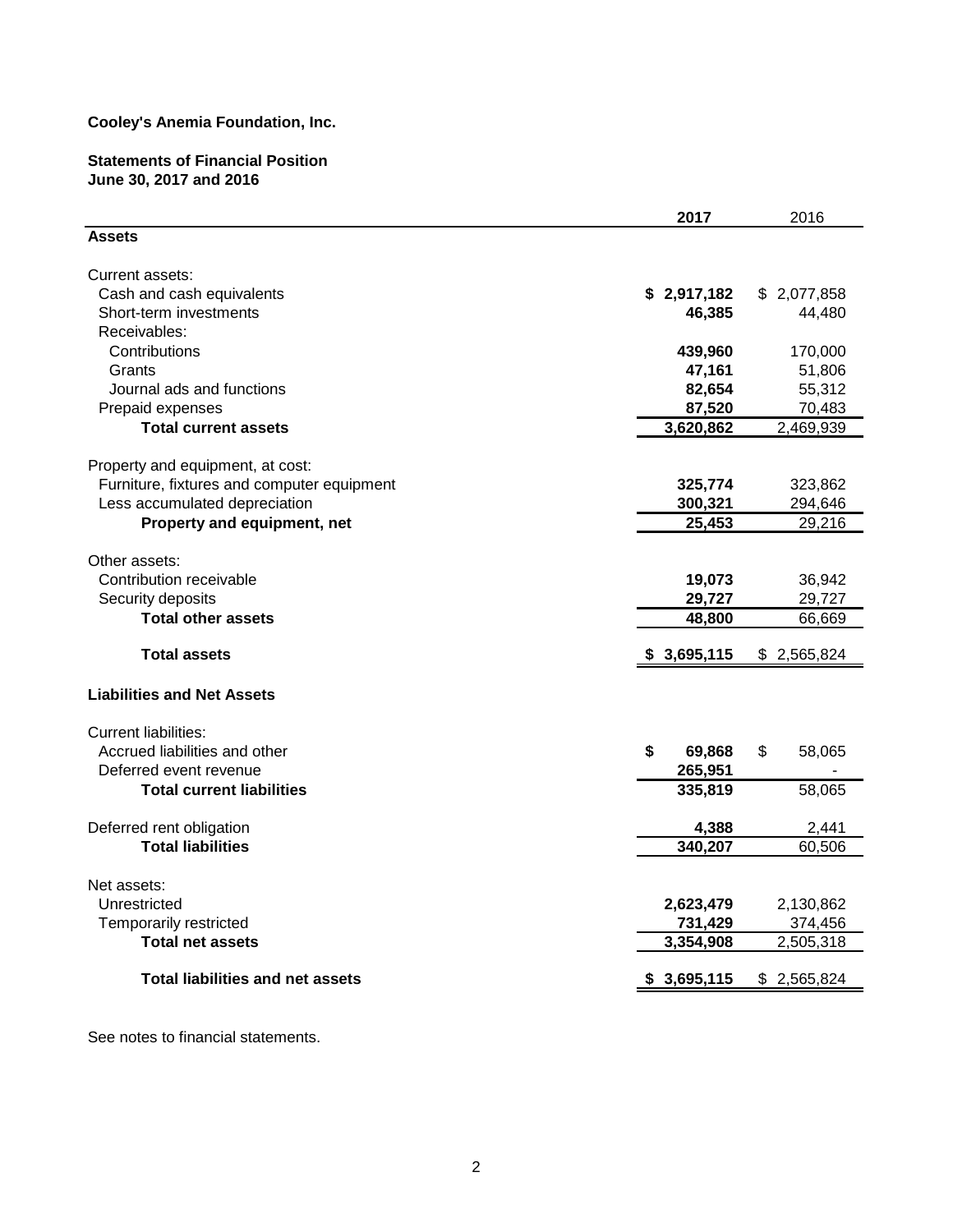**Cooley's Anemia Foundation, Inc.**

**Statements of Financial Position**
**June 30, 2017 and 2016**

| | **2017** | 2016 |
|---|---|---|
| **Assets** | | |
| Current assets: | | |
| Cash and cash equivalents | **$ 2,917,182** | $ 2,077,858 |
| Short-term investments | **46,385** | 44,480 |
| Receivables: | | |
| Contributions | **439,960** | 170,000 |
| Grants | **47,161** | 51,806 |
| Journal ads and functions | **82,654** | 55,312 |
| Prepaid expenses | **87,520** | 70,483 |
| **Total current assets** | **3,620,862** | 2,469,939 |
| Property and equipment, at cost: | | |
| Furniture, fixtures and computer equipment | **325,774** | 323,862 |
| Less accumulated depreciation | **300,321** | 294,646 |
| **Property and equipment, net** | **25,453** | 29,216 |
| Other assets: | | |
| Contribution receivable | **19,073** | 36,942 |
| Security deposits | **29,727** | 29,727 |
| **Total other assets** | **48,800** | 66,669 |
| **Total assets** | **$ 3,695,115** | $ 2,565,824 |
| **Liabilities and Net Assets** | | |
| Current liabilities: | | |
| Accrued liabilities and other | **$ 69,868** | $ 58,065 |
| Deferred event revenue | **265,951** | - |
| **Total current liabilities** | **335,819** | 58,065 |
| Deferred rent obligation | **4,388** | 2,441 |
| **Total liabilities** | **340,207** | 60,506 |
| Net assets: | | |
| Unrestricted | **2,623,479** | 2,130,862 |
| Temporarily restricted | **731,429** | 374,456 |
| **Total net assets** | **3,354,908** | 2,505,318 |
| **Total liabilities and net assets** | **$ 3,695,115** | $ 2,565,824 |

See notes to financial statements.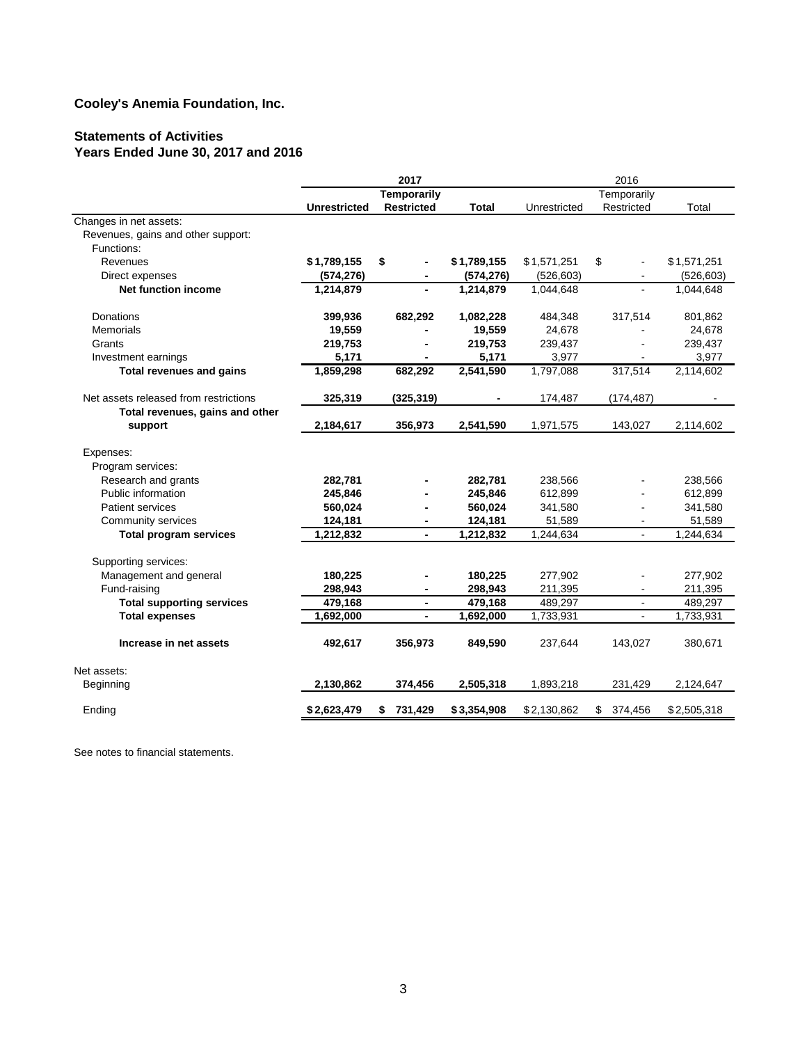# Cooley's Anemia Foundation, Inc.

## Statements of Activities
## Years Ended June 30, 2017 and 2016

| | 2017 | | | 2016 | | |
|---|---|---|---|---|---|---|
| | **Unrestricted** | **Temporarily Restricted** | **Total** | Unrestricted | Temporarily Restricted | Total |
| Changes in net assets: | | | | | | |
| Revenues, gains and other support: | | | | | | |
| Functions: | | | | | | |
| Revenues | **$1,789,155** | **$ -** | **$1,789,155** | $1,571,251 | $ - | $1,571,251 |
| Direct expenses | **(574,276)** | **-** | **(574,276)** | (526,603) | - | (526,603) |
| **Net function income** | **1,214,879** | **-** | **1,214,879** | 1,044,648 | - | 1,044,648 |
| Donations | **399,936** | **682,292** | **1,082,228** | 484,348 | 317,514 | 801,862 |
| Memorials | **19,559** | **-** | **19,559** | 24,678 | - | 24,678 |
| Grants | **219,753** | **-** | **219,753** | 239,437 | - | 239,437 |
| Investment earnings | **5,171** | **-** | **5,171** | 3,977 | - | 3,977 |
| **Total revenues and gains** | **1,859,298** | **682,292** | **2,541,590** | 1,797,088 | 317,514 | 2,114,602 |
| Net assets released from restrictions | **325,319** | **(325,319)** | **-** | 174,487 | (174,487) | - |
| **Total revenues, gains and other support** | **2,184,617** | **356,973** | **2,541,590** | 1,971,575 | 143,027 | 2,114,602 |
| Expenses: | | | | | | |
| Program services: | | | | | | |
| Research and grants | **282,781** | **-** | **282,781** | 238,566 | - | 238,566 |
| Public information | **245,846** | **-** | **245,846** | 612,899 | - | 612,899 |
| Patient services | **560,024** | **-** | **560,024** | 341,580 | - | 341,580 |
| Community services | **124,181** | **-** | **124,181** | 51,589 | - | 51,589 |
| **Total program services** | **1,212,832** | **-** | **1,212,832** | 1,244,634 | - | 1,244,634 |
| Supporting services: | | | | | | |
| Management and general | **180,225** | **-** | **180,225** | 277,902 | - | 277,902 |
| Fund-raising | **298,943** | **-** | **298,943** | 211,395 | - | 211,395 |
| **Total supporting services** | **479,168** | **-** | **479,168** | 489,297 | - | 489,297 |
| **Total expenses** | **1,692,000** | **-** | **1,692,000** | 1,733,931 | - | 1,733,931 |
| **Increase in net assets** | **492,617** | **356,973** | **849,590** | 237,644 | 143,027 | 380,671 |
| Net assets: | | | | | | |
| Beginning | **2,130,862** | **374,456** | **2,505,318** | 1,893,218 | 231,429 | 2,124,647 |
| Ending | **$2,623,479** | **$ 731,429** | **$3,354,908** | $2,130,862 | $ 374,456 | $2,505,318 |

See notes to financial statements.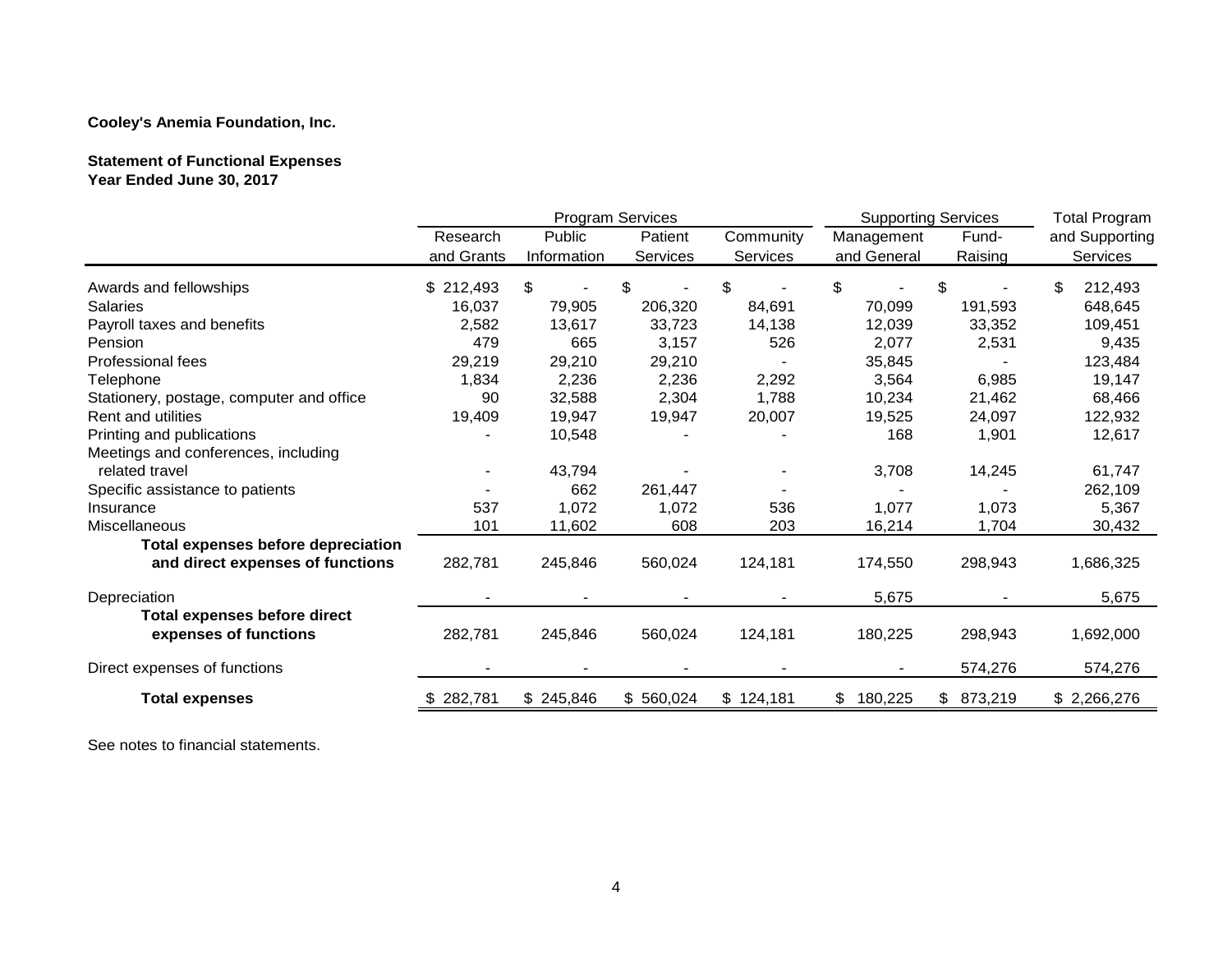**Cooley's Anemia Foundation, Inc.**

**Statement of Functional Expenses**
**Year Ended June 30, 2017**

| | Program Services | | | | Supporting Services | | Total Program |
|---|---|---|---|---|---|---|---|
| | Research and Grants | Public Information | Patient Services | Community Services | Management and General | Fund-Raising | and Supporting Services |
| Awards and fellowships | $ 212,493 | $ - | $ - | $ - | $ - | $ - | $ 212,493 |
| Salaries | 16,037 | 79,905 | 206,320 | 84,691 | 70,099 | 191,593 | 648,645 |
| Payroll taxes and benefits | 2,582 | 13,617 | 33,723 | 14,138 | 12,039 | 33,352 | 109,451 |
| Pension | 479 | 665 | 3,157 | 526 | 2,077 | 2,531 | 9,435 |
| Professional fees | 29,219 | 29,210 | 29,210 | - | 35,845 | - | 123,484 |
| Telephone | 1,834 | 2,236 | 2,236 | 2,292 | 3,564 | 6,985 | 19,147 |
| Stationery, postage, computer and office | 90 | 32,588 | 2,304 | 1,788 | 10,234 | 21,462 | 68,466 |
| Rent and utilities | 19,409 | 19,947 | 19,947 | 20,007 | 19,525 | 24,097 | 122,932 |
| Printing and publications | - | 10,548 | - | - | 168 | 1,901 | 12,617 |
| Meetings and conferences, including related travel | - | 43,794 | - | - | 3,708 | 14,245 | 61,747 |
| Specific assistance to patients | - | 662 | 261,447 | - | - | - | 262,109 |
| Insurance | 537 | 1,072 | 1,072 | 536 | 1,077 | 1,073 | 5,367 |
| Miscellaneous | 101 | 11,602 | 608 | 203 | 16,214 | 1,704 | 30,432 |
| **Total expenses before depreciation and direct expenses of functions** | 282,781 | 245,846 | 560,024 | 124,181 | 174,550 | 298,943 | 1,686,325 |
| Depreciation | - | - | - | - | 5,675 | - | 5,675 |
| **Total expenses before direct expenses of functions** | 282,781 | 245,846 | 560,024 | 124,181 | 180,225 | 298,943 | 1,692,000 |
| Direct expenses of functions | - | - | - | - | - | 574,276 | 574,276 |
| **Total expenses** | $ 282,781 | $ 245,846 | $ 560,024 | $ 124,181 | $ 180,225 | $ 873,219 | $ 2,266,276 |

See notes to financial statements.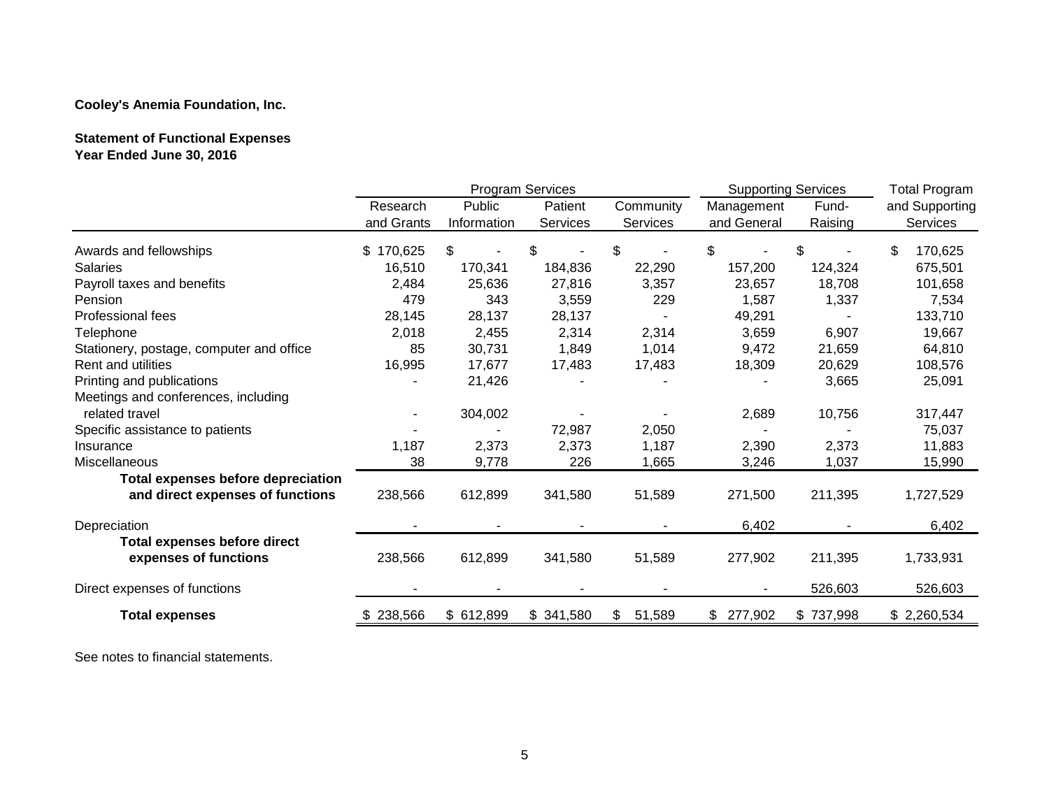**Cooley's Anemia Foundation, Inc.**

**Statement of Functional Expenses**
**Year Ended June 30, 2016**

| | Program Services | | | | Supporting Services | | Total Program |
|---|---|---|---|---|---|---|---|
| | Research and Grants | Public Information | Patient Services | Community Services | Management and General | Fund-Raising | and Supporting Services |
| Awards and fellowships | $ 170,625 | $ - | $ - | $ - | $ - | $ - | $ 170,625 |
| Salaries | 16,510 | 170,341 | 184,836 | 22,290 | 157,200 | 124,324 | 675,501 |
| Payroll taxes and benefits | 2,484 | 25,636 | 27,816 | 3,357 | 23,657 | 18,708 | 101,658 |
| Pension | 479 | 343 | 3,559 | 229 | 1,587 | 1,337 | 7,534 |
| Professional fees | 28,145 | 28,137 | 28,137 | - | 49,291 | - | 133,710 |
| Telephone | 2,018 | 2,455 | 2,314 | 2,314 | 3,659 | 6,907 | 19,667 |
| Stationery, postage, computer and office | 85 | 30,731 | 1,849 | 1,014 | 9,472 | 21,659 | 64,810 |
| Rent and utilities | 16,995 | 17,677 | 17,483 | 17,483 | 18,309 | 20,629 | 108,576 |
| Printing and publications | - | 21,426 | - | - | - | 3,665 | 25,091 |
| Meetings and conferences, including related travel | - | 304,002 | - | - | 2,689 | 10,756 | 317,447 |
| Specific assistance to patients | - | - | 72,987 | 2,050 | - | - | 75,037 |
| Insurance | 1,187 | 2,373 | 2,373 | 1,187 | 2,390 | 2,373 | 11,883 |
| Miscellaneous | 38 | 9,778 | 226 | 1,665 | 3,246 | 1,037 | 15,990 |
| **Total expenses before depreciation and direct expenses of functions** | 238,566 | 612,899 | 341,580 | 51,589 | 271,500 | 211,395 | 1,727,529 |
| Depreciation | - | - | - | - | 6,402 | - | 6,402 |
| **Total expenses before direct expenses of functions** | 238,566 | 612,899 | 341,580 | 51,589 | 277,902 | 211,395 | 1,733,931 |
| Direct expenses of functions | - | - | - | - | - | 526,603 | 526,603 |
| **Total expenses** | $ 238,566 | $ 612,899 | $ 341,580 | $ 51,589 | $ 277,902 | $ 737,998 | $ 2,260,534 |

See notes to financial statements.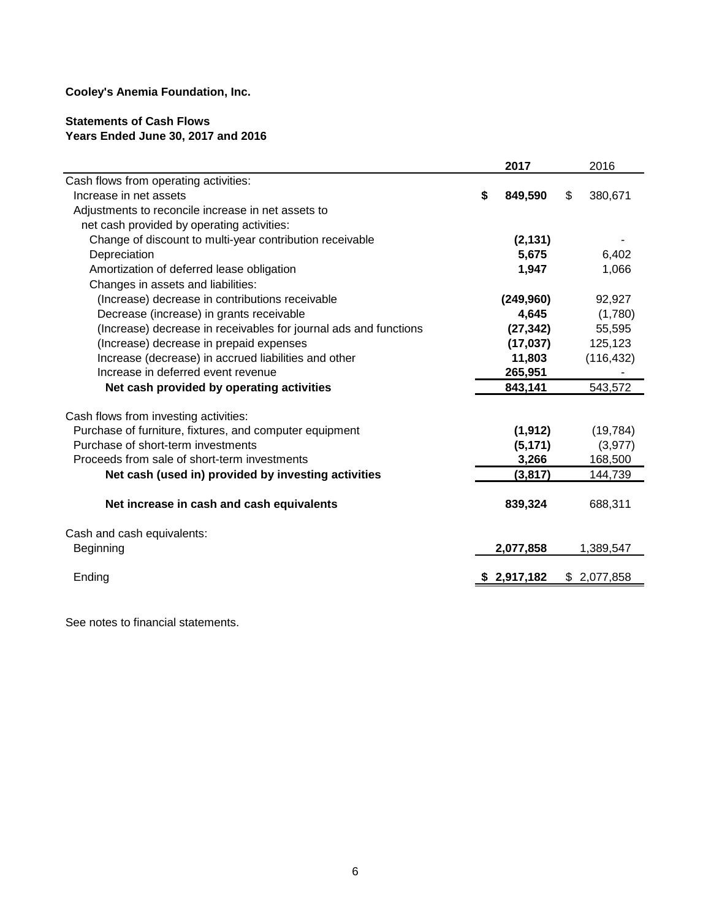**Cooley's Anemia Foundation, Inc.**

**Statements of Cash Flows**
**Years Ended June 30, 2017 and 2016**

| | 2017 | 2016 |
|---|---|---|
| Cash flows from operating activities: | | |
| Increase in net assets | $ 849,590 | $ 380,671 |
| Adjustments to reconcile increase in net assets to net cash provided by operating activities: | | |
| Change of discount to multi-year contribution receivable | (2,131) | - |
| Depreciation | 5,675 | 6,402 |
| Amortization of deferred lease obligation | 1,947 | 1,066 |
| Changes in assets and liabilities: | | |
| (Increase) decrease in contributions receivable | (249,960) | 92,927 |
| Decrease (increase) in grants receivable | 4,645 | (1,780) |
| (Increase) decrease in receivables for journal ads and functions | (27,342) | 55,595 |
| (Increase) decrease in prepaid expenses | (17,037) | 125,123 |
| Increase (decrease) in accrued liabilities and other | 11,803 | (116,432) |
| Increase in deferred event revenue | 265,951 | - |
| **Net cash provided by operating activities** | 843,141 | 543,572 |
| | | |
| Cash flows from investing activities: | | |
| Purchase of furniture, fixtures, and computer equipment | (1,912) | (19,784) |
| Purchase of short-term investments | (5,171) | (3,977) |
| Proceeds from sale of short-term investments | 3,266 | 168,500 |
| **Net cash (used in) provided by investing activities** | (3,817) | 144,739 |
| | | |
| **Net increase in cash and cash equivalents** | 839,324 | 688,311 |
| | | |
| Cash and cash equivalents: | | |
| Beginning | 2,077,858 | 1,389,547 |
| | | |
| Ending | $ 2,917,182 | $ 2,077,858 |

See notes to financial statements.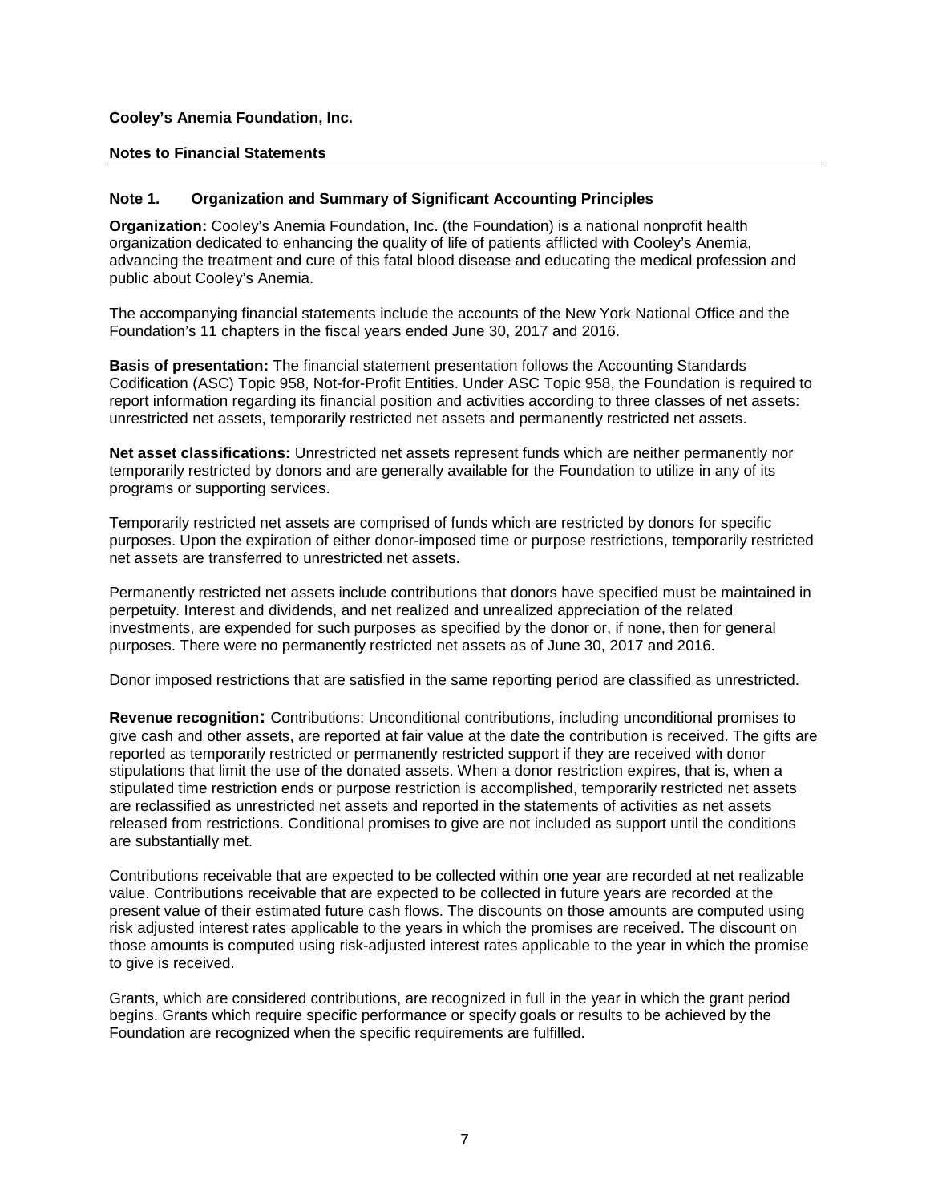**Cooley's Anemia Foundation, Inc.**

**Notes to Financial Statements**

## Note 1. Organization and Summary of Significant Accounting Principles

**Organization:** Cooley's Anemia Foundation, Inc. (the Foundation) is a national nonprofit health organization dedicated to enhancing the quality of life of patients afflicted with Cooley's Anemia, advancing the treatment and cure of this fatal blood disease and educating the medical profession and public about Cooley's Anemia.

The accompanying financial statements include the accounts of the New York National Office and the Foundation's 11 chapters in the fiscal years ended June 30, 2017 and 2016.

**Basis of presentation:** The financial statement presentation follows the Accounting Standards Codification (ASC) Topic 958, Not-for-Profit Entities. Under ASC Topic 958, the Foundation is required to report information regarding its financial position and activities according to three classes of net assets: unrestricted net assets, temporarily restricted net assets and permanently restricted net assets.

**Net asset classifications:** Unrestricted net assets represent funds which are neither permanently nor temporarily restricted by donors and are generally available for the Foundation to utilize in any of its programs or supporting services.

Temporarily restricted net assets are comprised of funds which are restricted by donors for specific purposes. Upon the expiration of either donor-imposed time or purpose restrictions, temporarily restricted net assets are transferred to unrestricted net assets.

Permanently restricted net assets include contributions that donors have specified must be maintained in perpetuity. Interest and dividends, and net realized and unrealized appreciation of the related investments, are expended for such purposes as specified by the donor or, if none, then for general purposes. There were no permanently restricted net assets as of June 30, 2017 and 2016.

Donor imposed restrictions that are satisfied in the same reporting period are classified as unrestricted.

**Revenue recognition:** Contributions: Unconditional contributions, including unconditional promises to give cash and other assets, are reported at fair value at the date the contribution is received. The gifts are reported as temporarily restricted or permanently restricted support if they are received with donor stipulations that limit the use of the donated assets. When a donor restriction expires, that is, when a stipulated time restriction ends or purpose restriction is accomplished, temporarily restricted net assets are reclassified as unrestricted net assets and reported in the statements of activities as net assets released from restrictions. Conditional promises to give are not included as support until the conditions are substantially met.

Contributions receivable that are expected to be collected within one year are recorded at net realizable value. Contributions receivable that are expected to be collected in future years are recorded at the present value of their estimated future cash flows. The discounts on those amounts are computed using risk adjusted interest rates applicable to the years in which the promises are received. The discount on those amounts is computed using risk-adjusted interest rates applicable to the year in which the promise to give is received.

Grants, which are considered contributions, are recognized in full in the year in which the grant period begins. Grants which require specific performance or specify goals or results to be achieved by the Foundation are recognized when the specific requirements are fulfilled.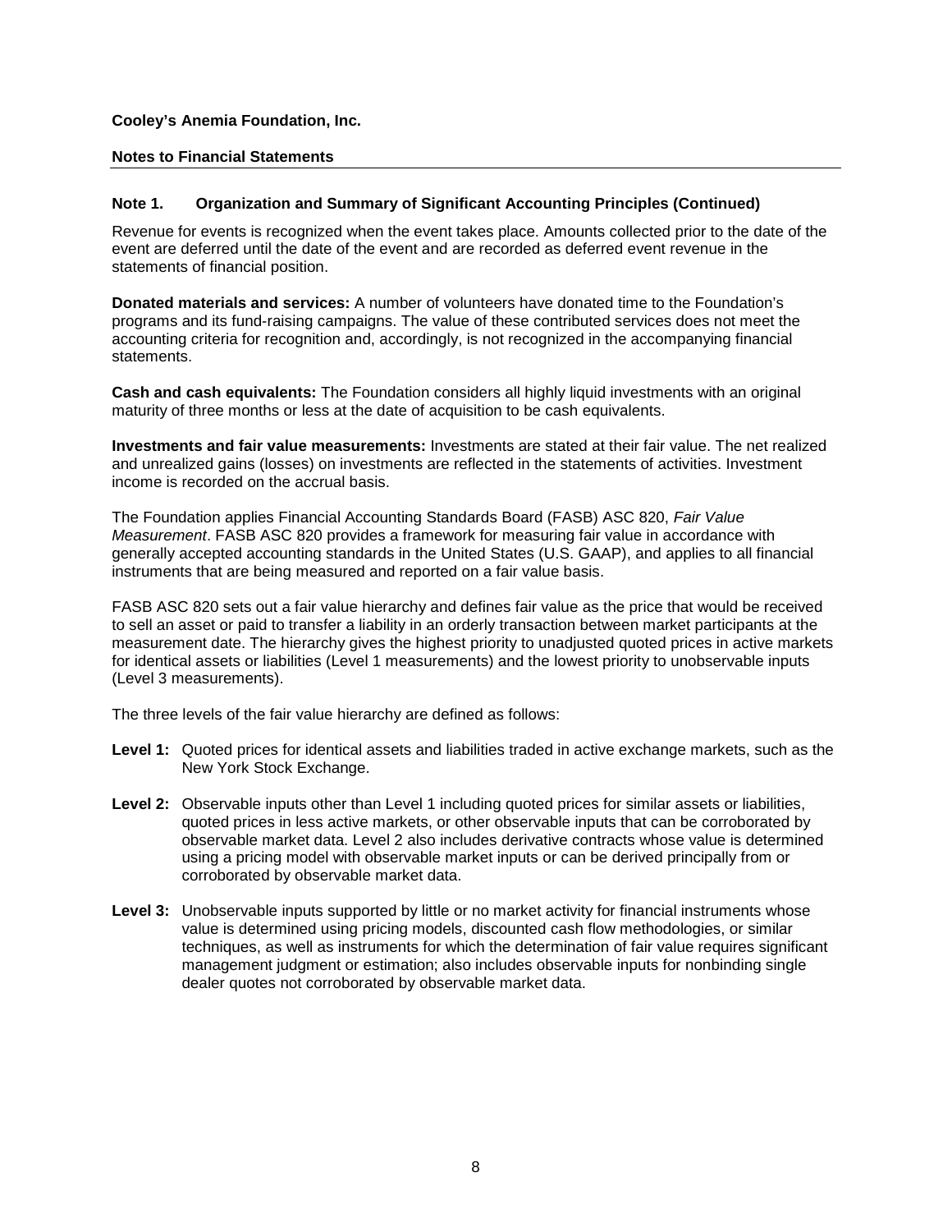**Cooley's Anemia Foundation, Inc.**

**Notes to Financial Statements**

## Note 1. Organization and Summary of Significant Accounting Principles (Continued)

Revenue for events is recognized when the event takes place. Amounts collected prior to the date of the event are deferred until the date of the event and are recorded as deferred event revenue in the statements of financial position.

**Donated materials and services:** A number of volunteers have donated time to the Foundation's programs and its fund-raising campaigns. The value of these contributed services does not meet the accounting criteria for recognition and, accordingly, is not recognized in the accompanying financial statements.

**Cash and cash equivalents:** The Foundation considers all highly liquid investments with an original maturity of three months or less at the date of acquisition to be cash equivalents.

**Investments and fair value measurements:** Investments are stated at their fair value. The net realized and unrealized gains (losses) on investments are reflected in the statements of activities. Investment income is recorded on the accrual basis.

The Foundation applies Financial Accounting Standards Board (FASB) ASC 820, *Fair Value Measurement*. FASB ASC 820 provides a framework for measuring fair value in accordance with generally accepted accounting standards in the United States (U.S. GAAP), and applies to all financial instruments that are being measured and reported on a fair value basis.

FASB ASC 820 sets out a fair value hierarchy and defines fair value as the price that would be received to sell an asset or paid to transfer a liability in an orderly transaction between market participants at the measurement date. The hierarchy gives the highest priority to unadjusted quoted prices in active markets for identical assets or liabilities (Level 1 measurements) and the lowest priority to unobservable inputs (Level 3 measurements).

The three levels of the fair value hierarchy are defined as follows:

**Level 1:** Quoted prices for identical assets and liabilities traded in active exchange markets, such as the New York Stock Exchange.

**Level 2:** Observable inputs other than Level 1 including quoted prices for similar assets or liabilities, quoted prices in less active markets, or other observable inputs that can be corroborated by observable market data. Level 2 also includes derivative contracts whose value is determined using a pricing model with observable market inputs or can be derived principally from or corroborated by observable market data.

**Level 3:** Unobservable inputs supported by little or no market activity for financial instruments whose value is determined using pricing models, discounted cash flow methodologies, or similar techniques, as well as instruments for which the determination of fair value requires significant management judgment or estimation; also includes observable inputs for nonbinding single dealer quotes not corroborated by observable market data.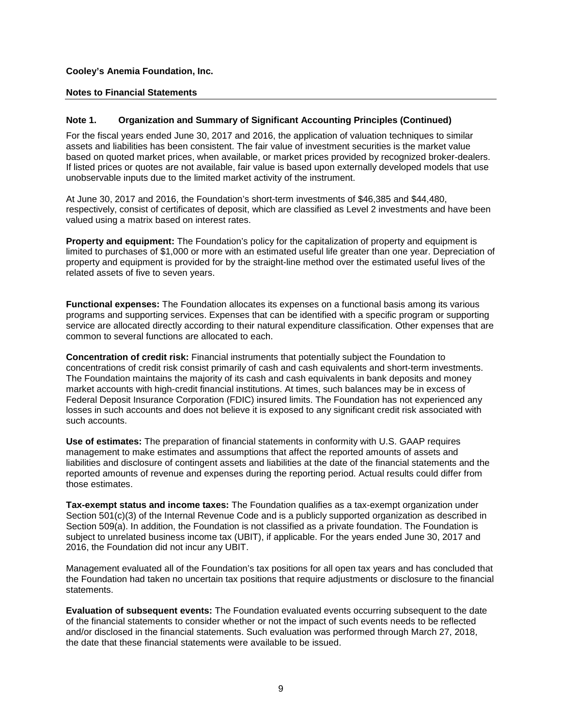**Cooley's Anemia Foundation, Inc.**

**Notes to Financial Statements**

## Note 1. Organization and Summary of Significant Accounting Principles (Continued)

For the fiscal years ended June 30, 2017 and 2016, the application of valuation techniques to similar assets and liabilities has been consistent. The fair value of investment securities is the market value based on quoted market prices, when available, or market prices provided by recognized broker-dealers. If listed prices or quotes are not available, fair value is based upon externally developed models that use unobservable inputs due to the limited market activity of the instrument.

At June 30, 2017 and 2016, the Foundation's short-term investments of $46,385 and $44,480, respectively, consist of certificates of deposit, which are classified as Level 2 investments and have been valued using a matrix based on interest rates.

**Property and equipment:** The Foundation's policy for the capitalization of property and equipment is limited to purchases of $1,000 or more with an estimated useful life greater than one year. Depreciation of property and equipment is provided for by the straight-line method over the estimated useful lives of the related assets of five to seven years.

**Functional expenses:** The Foundation allocates its expenses on a functional basis among its various programs and supporting services. Expenses that can be identified with a specific program or supporting service are allocated directly according to their natural expenditure classification. Other expenses that are common to several functions are allocated to each.

**Concentration of credit risk:** Financial instruments that potentially subject the Foundation to concentrations of credit risk consist primarily of cash and cash equivalents and short-term investments. The Foundation maintains the majority of its cash and cash equivalents in bank deposits and money market accounts with high-credit financial institutions. At times, such balances may be in excess of Federal Deposit Insurance Corporation (FDIC) insured limits. The Foundation has not experienced any losses in such accounts and does not believe it is exposed to any significant credit risk associated with such accounts.

**Use of estimates:** The preparation of financial statements in conformity with U.S. GAAP requires management to make estimates and assumptions that affect the reported amounts of assets and liabilities and disclosure of contingent assets and liabilities at the date of the financial statements and the reported amounts of revenue and expenses during the reporting period. Actual results could differ from those estimates.

**Tax-exempt status and income taxes:** The Foundation qualifies as a tax-exempt organization under Section 501(c)(3) of the Internal Revenue Code and is a publicly supported organization as described in Section 509(a). In addition, the Foundation is not classified as a private foundation. The Foundation is subject to unrelated business income tax (UBIT), if applicable. For the years ended June 30, 2017 and 2016, the Foundation did not incur any UBIT.

Management evaluated all of the Foundation's tax positions for all open tax years and has concluded that the Foundation had taken no uncertain tax positions that require adjustments or disclosure to the financial statements.

**Evaluation of subsequent events:** The Foundation evaluated events occurring subsequent to the date of the financial statements to consider whether or not the impact of such events needs to be reflected and/or disclosed in the financial statements. Such evaluation was performed through March 27, 2018, the date that these financial statements were available to be issued.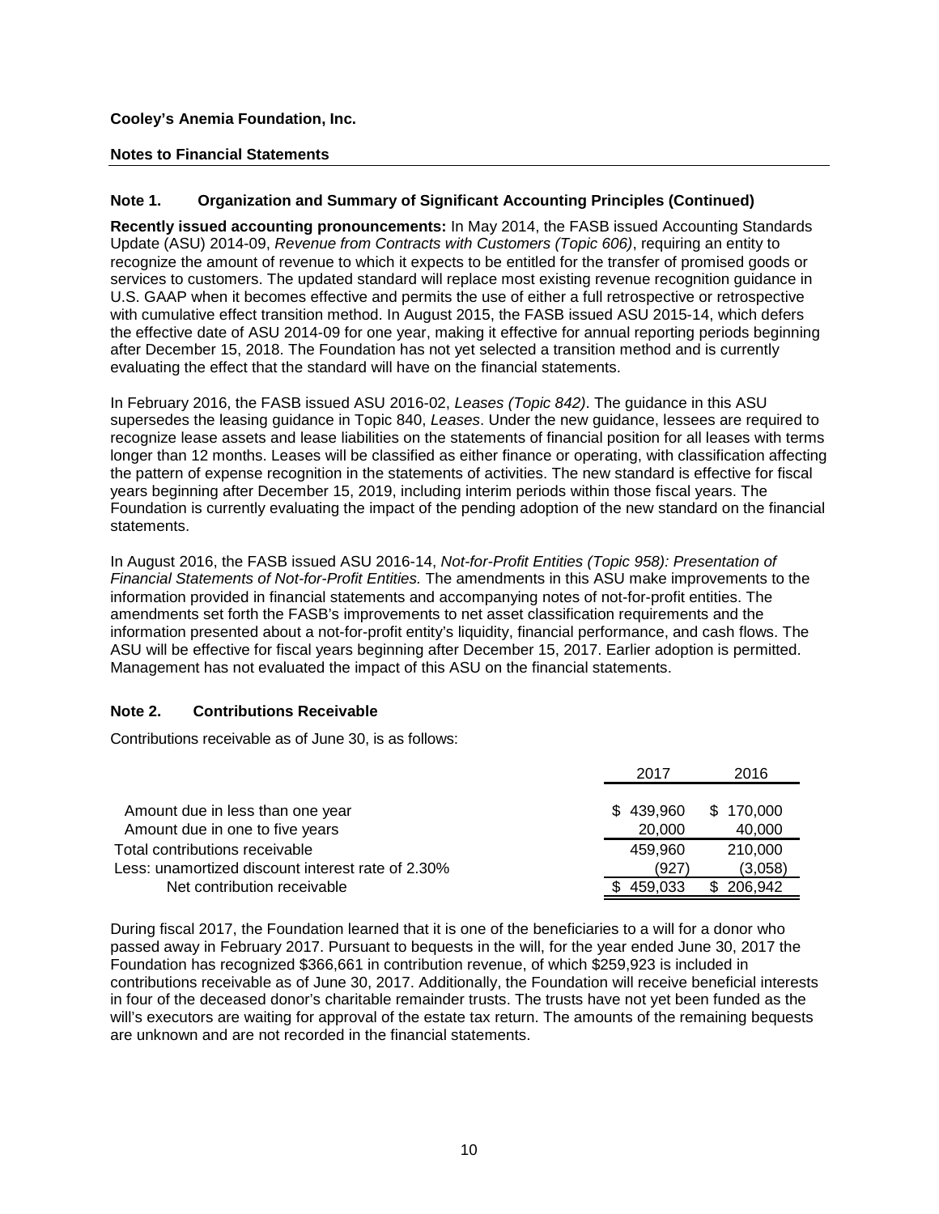**Cooley's Anemia Foundation, Inc.**

**Notes to Financial Statements**

## Note 1. Organization and Summary of Significant Accounting Principles (Continued)

**Recently issued accounting pronouncements:** In May 2014, the FASB issued Accounting Standards Update (ASU) 2014-09, *Revenue from Contracts with Customers (Topic 606)*, requiring an entity to recognize the amount of revenue to which it expects to be entitled for the transfer of promised goods or services to customers. The updated standard will replace most existing revenue recognition guidance in U.S. GAAP when it becomes effective and permits the use of either a full retrospective or retrospective with cumulative effect transition method. In August 2015, the FASB issued ASU 2015-14, which defers the effective date of ASU 2014-09 for one year, making it effective for annual reporting periods beginning after December 15, 2018. The Foundation has not yet selected a transition method and is currently evaluating the effect that the standard will have on the financial statements.

In February 2016, the FASB issued ASU 2016-02, *Leases (Topic 842)*. The guidance in this ASU supersedes the leasing guidance in Topic 840, *Leases*. Under the new guidance, lessees are required to recognize lease assets and lease liabilities on the statements of financial position for all leases with terms longer than 12 months. Leases will be classified as either finance or operating, with classification affecting the pattern of expense recognition in the statements of activities. The new standard is effective for fiscal years beginning after December 15, 2019, including interim periods within those fiscal years. The Foundation is currently evaluating the impact of the pending adoption of the new standard on the financial statements.

In August 2016, the FASB issued ASU 2016-14, *Not-for-Profit Entities (Topic 958): Presentation of Financial Statements of Not-for-Profit Entities.* The amendments in this ASU make improvements to the information provided in financial statements and accompanying notes of not-for-profit entities. The amendments set forth the FASB's improvements to net asset classification requirements and the information presented about a not-for-profit entity's liquidity, financial performance, and cash flows. The ASU will be effective for fiscal years beginning after December 15, 2017. Earlier adoption is permitted. Management has not evaluated the impact of this ASU on the financial statements.

## Note 2. Contributions Receivable

Contributions receivable as of June 30, is as follows:

| | 2017 | 2016 |
|---|---|---|
| Amount due in less than one year | $ 439,960 | $ 170,000 |
| Amount due in one to five years | 20,000 | 40,000 |
| Total contributions receivable | 459,960 | 210,000 |
| Less: unamortized discount interest rate of 2.30% | (927) | (3,058) |
| Net contribution receivable | $ 459,033 | $ 206,942 |

During fiscal 2017, the Foundation learned that it is one of the beneficiaries to a will for a donor who passed away in February 2017. Pursuant to bequests in the will, for the year ended June 30, 2017 the Foundation has recognized $366,661 in contribution revenue, of which $259,923 is included in contributions receivable as of June 30, 2017. Additionally, the Foundation will receive beneficial interests in four of the deceased donor's charitable remainder trusts. The trusts have not yet been funded as the will's executors are waiting for approval of the estate tax return. The amounts of the remaining bequests are unknown and are not recorded in the financial statements.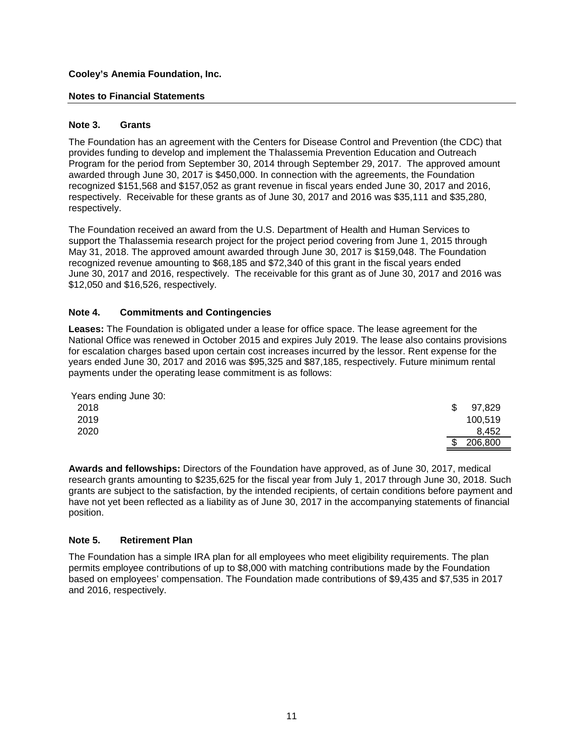**Cooley's Anemia Foundation, Inc.**

**Notes to Financial Statements**

## Note 3. Grants

The Foundation has an agreement with the Centers for Disease Control and Prevention (the CDC) that provides funding to develop and implement the Thalassemia Prevention Education and Outreach Program for the period from September 30, 2014 through September 29, 2017. The approved amount awarded through June 30, 2017 is $450,000. In connection with the agreements, the Foundation recognized $151,568 and $157,052 as grant revenue in fiscal years ended June 30, 2017 and 2016, respectively. Receivable for these grants as of June 30, 2017 and 2016 was $35,111 and $35,280, respectively.

The Foundation received an award from the U.S. Department of Health and Human Services to support the Thalassemia research project for the project period covering from June 1, 2015 through May 31, 2018. The approved amount awarded through June 30, 2017 is $159,048. The Foundation recognized revenue amounting to $68,185 and $72,340 of this grant in the fiscal years ended June 30, 2017 and 2016, respectively. The receivable for this grant as of June 30, 2017 and 2016 was $12,050 and $16,526, respectively.

## Note 4. Commitments and Contingencies

**Leases:** The Foundation is obligated under a lease for office space. The lease agreement for the National Office was renewed in October 2015 and expires July 2019. The lease also contains provisions for escalation charges based upon certain cost increases incurred by the lessor. Rent expense for the years ended June 30, 2017 and 2016 was $95,325 and $87,185, respectively. Future minimum rental payments under the operating lease commitment is as follows:

| Years ending June 30: | |
|---|---|
| 2018 | $ 97,829 |
| 2019 | 100,519 |
| 2020 | 8,452 |
| | $ 206,800 |

**Awards and fellowships:** Directors of the Foundation have approved, as of June 30, 2017, medical research grants amounting to $235,625 for the fiscal year from July 1, 2017 through June 30, 2018. Such grants are subject to the satisfaction, by the intended recipients, of certain conditions before payment and have not yet been reflected as a liability as of June 30, 2017 in the accompanying statements of financial position.

## Note 5. Retirement Plan

The Foundation has a simple IRA plan for all employees who meet eligibility requirements. The plan permits employee contributions of up to $8,000 with matching contributions made by the Foundation based on employees' compensation. The Foundation made contributions of $9,435 and $7,535 in 2017 and 2016, respectively.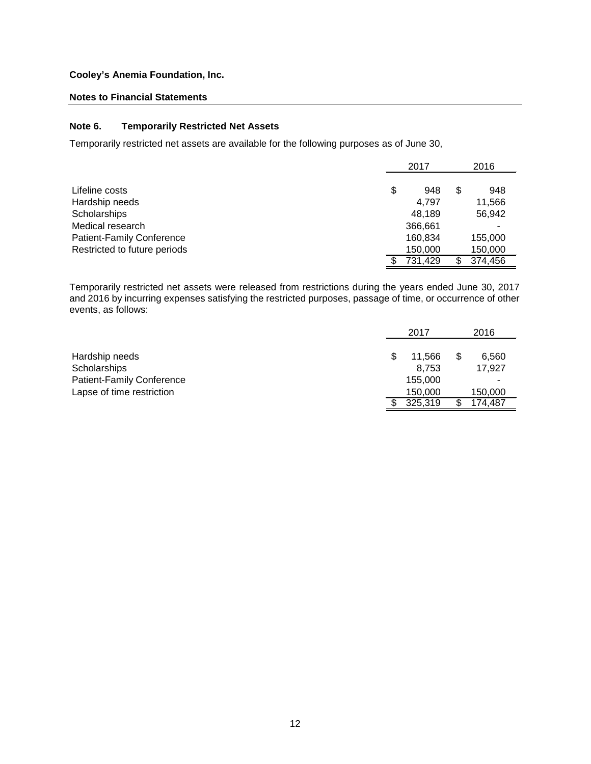**Cooley's Anemia Foundation, Inc.**

**Notes to Financial Statements**

## Note 6. Temporarily Restricted Net Assets

Temporarily restricted net assets are available for the following purposes as of June 30,

| | 2017 | 2016 |
|---|---|---|
| Lifeline costs | $ 948 | $ 948 |
| Hardship needs | 4,797 | 11,566 |
| Scholarships | 48,189 | 56,942 |
| Medical research | 366,661 | - |
| Patient-Family Conference | 160,834 | 155,000 |
| Restricted to future periods | 150,000 | 150,000 |
| | $ 731,429 | $ 374,456 |

Temporarily restricted net assets were released from restrictions during the years ended June 30, 2017 and 2016 by incurring expenses satisfying the restricted purposes, passage of time, or occurrence of other events, as follows:

| | 2017 | 2016 |
|---|---|---|
| Hardship needs | $ 11,566 | $ 6,560 |
| Scholarships | 8,753 | 17,927 |
| Patient-Family Conference | 155,000 | - |
| Lapse of time restriction | 150,000 | 150,000 |
| | $ 325,319 | $ 174,487 |